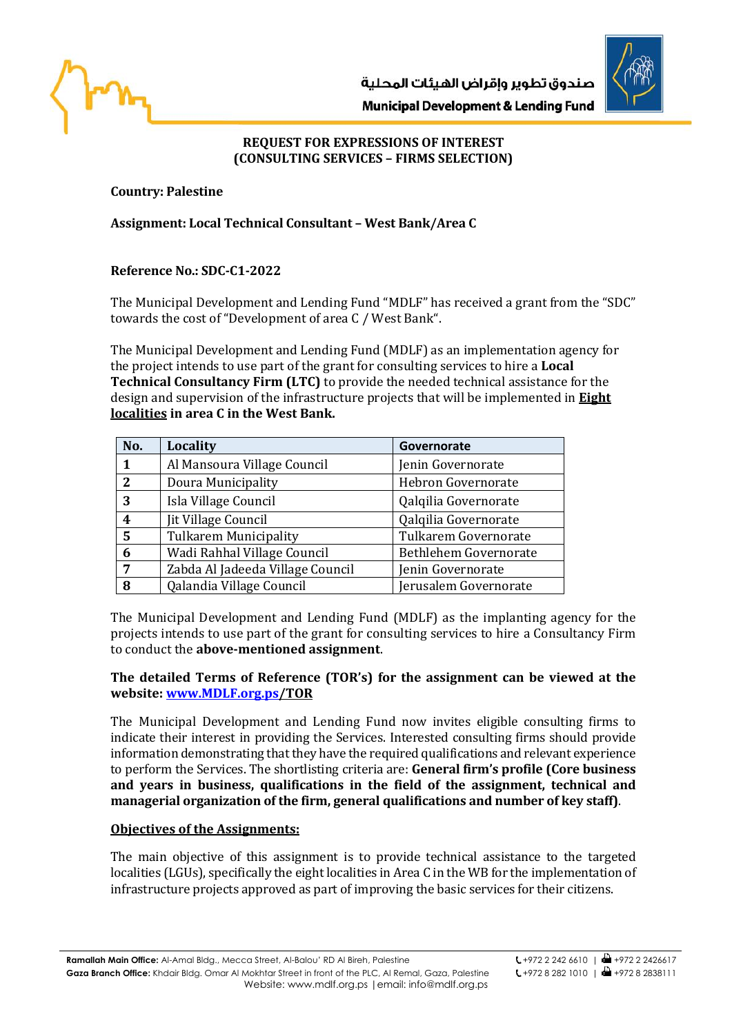صندوق تطوير وإقراض الهيئات المحلية

**Municipal Development & Lending Fund**

**REQUEST FOR EXPRESSIONS OF INTEREST**
**(CONSULTING SERVICES – FIRMS SELECTION)**

**Country: Palestine**

**Assignment: Local Technical Consultant – West Bank/Area C**

**Reference No.: SDC-C1-2022**

The Municipal Development and Lending Fund "MDLF" has received a grant from the "SDC" towards the cost of "Development of area C / West Bank".

The Municipal Development and Lending Fund (MDLF) as an implementation agency for the project intends to use part of the grant for consulting services to hire a **Local Technical Consultancy Firm (LTC)** to provide the needed technical assistance for the design and supervision of the infrastructure projects that will be implemented in **Eight localities in area C in the West Bank.**

| No. | Locality | Governorate |
|---|---|---|
| **1** | Al Mansoura Village Council | Jenin Governorate |
| **2** | Doura Municipality | Hebron Governorate |
| **3** | Isla Village Council | Qalqilia Governorate |
| **4** | Jit Village Council | Qalqilia Governorate |
| **5** | Tulkarem Municipality | Tulkarem Governorate |
| **6** | Wadi Rahhal Village Council | Bethlehem Governorate |
| **7** | Zabda Al Jadeeda Village Council | Jenin Governorate |
| **8** | Qalandia Village Council | Jerusalem Governorate |

The Municipal Development and Lending Fund (MDLF) as the implanting agency for the projects intends to use part of the grant for consulting services to hire a Consultancy Firm to conduct the **above-mentioned assignment**.

**The detailed Terms of Reference (TOR's) for the assignment can be viewed at the website: www.MDLF.org.ps/TOR**

The Municipal Development and Lending Fund now invites eligible consulting firms to indicate their interest in providing the Services. Interested consulting firms should provide information demonstrating that they have the required qualifications and relevant experience to perform the Services. The shortlisting criteria are: **General firm's profile (Core business and years in business, qualifications in the field of the assignment, technical and managerial organization of the firm, general qualifications and number of key staff)**.

**Objectives of the Assignments:**

The main objective of this assignment is to provide technical assistance to the targeted localities (LGUs), specifically the eight localities in Area C in the WB for the implementation of infrastructure projects approved as part of improving the basic services for their citizens.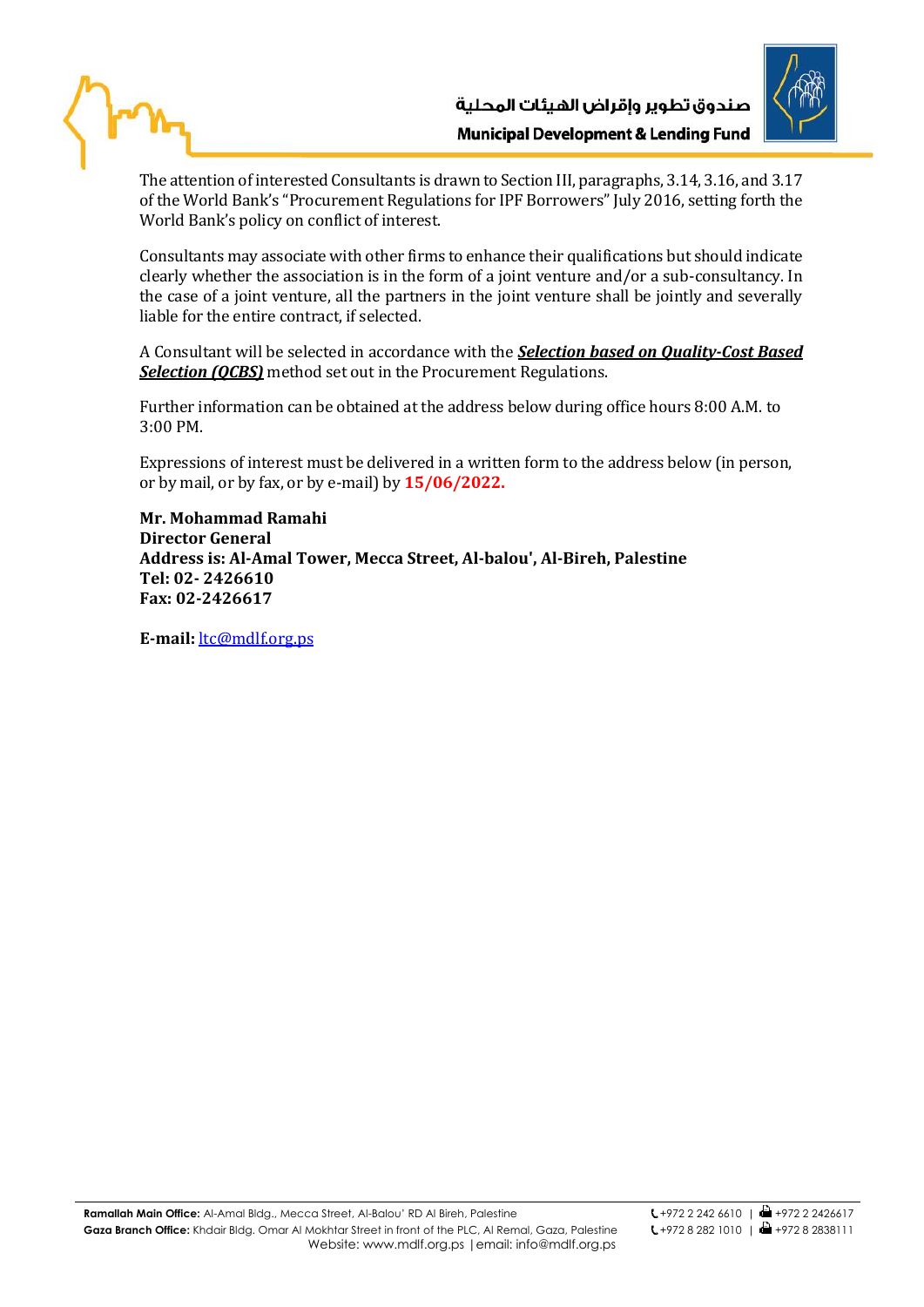The attention of interested Consultants is drawn to Section III, paragraphs, 3.14, 3.16, and 3.17 of the World Bank's "Procurement Regulations for IPF Borrowers" July 2016, setting forth the World Bank's policy on conflict of interest.

Consultants may associate with other firms to enhance their qualifications but should indicate clearly whether the association is in the form of a joint venture and/or a sub-consultancy. In the case of a joint venture, all the partners in the joint venture shall be jointly and severally liable for the entire contract, if selected.

A Consultant will be selected in accordance with the ***Selection based on Quality-Cost Based Selection (QCBS)*** method set out in the Procurement Regulations.

Further information can be obtained at the address below during office hours 8:00 A.M. to 3:00 PM.

Expressions of interest must be delivered in a written form to the address below (in person, or by mail, or by fax, or by e-mail) by **15/06/2022.**

**Mr. Mohammad Ramahi**
**Director General**
**Address is: Al-Amal Tower, Mecca Street, Al-balou', Al-Bireh, Palestine**
**Tel: 02- 2426610**
**Fax: 02-2426617**

**E-mail:** ltc@mdlf.org.ps